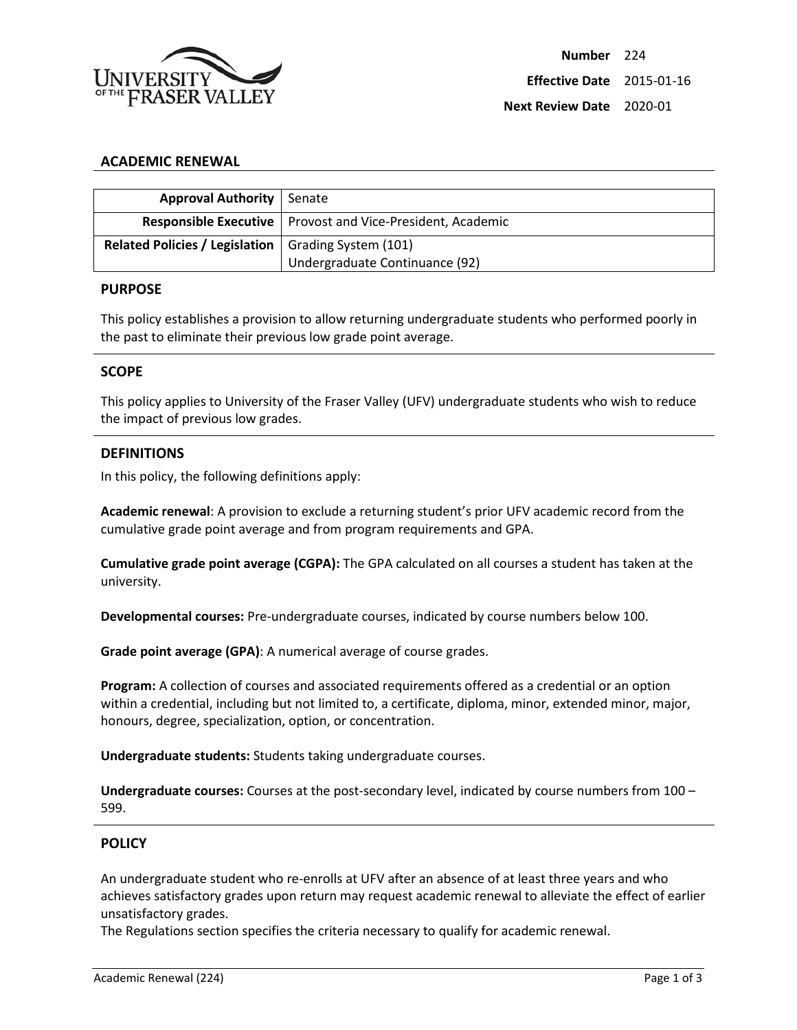University of the Fraser Valley

**Number** 224

**Effective Date** 2015-01-16

**Next Review Date** 2020-01

## ACADEMIC RENEWAL

| **Approval Authority** | Senate |
|---|---|
| **Responsible Executive** | Provost and Vice-President, Academic |
| **Related Policies / Legislation** | Grading System (101)<br>Undergraduate Continuance (92) |

## PURPOSE

This policy establishes a provision to allow returning undergraduate students who performed poorly in the past to eliminate their previous low grade point average.

## SCOPE

This policy applies to University of the Fraser Valley (UFV) undergraduate students who wish to reduce the impact of previous low grades.

## DEFINITIONS

In this policy, the following definitions apply:

**Academic renewal**: A provision to exclude a returning student's prior UFV academic record from the cumulative grade point average and from program requirements and GPA.

**Cumulative grade point average (CGPA):** The GPA calculated on all courses a student has taken at the university.

**Developmental courses:** Pre-undergraduate courses, indicated by course numbers below 100.

**Grade point average (GPA)**: A numerical average of course grades.

**Program:** A collection of courses and associated requirements offered as a credential or an option within a credential, including but not limited to, a certificate, diploma, minor, extended minor, major, honours, degree, specialization, option, or concentration.

**Undergraduate students:** Students taking undergraduate courses.

**Undergraduate courses:** Courses at the post-secondary level, indicated by course numbers from 100 – 599.

## POLICY

An undergraduate student who re-enrolls at UFV after an absence of at least three years and who achieves satisfactory grades upon return may request academic renewal to alleviate the effect of earlier unsatisfactory grades.

The Regulations section specifies the criteria necessary to qualify for academic renewal.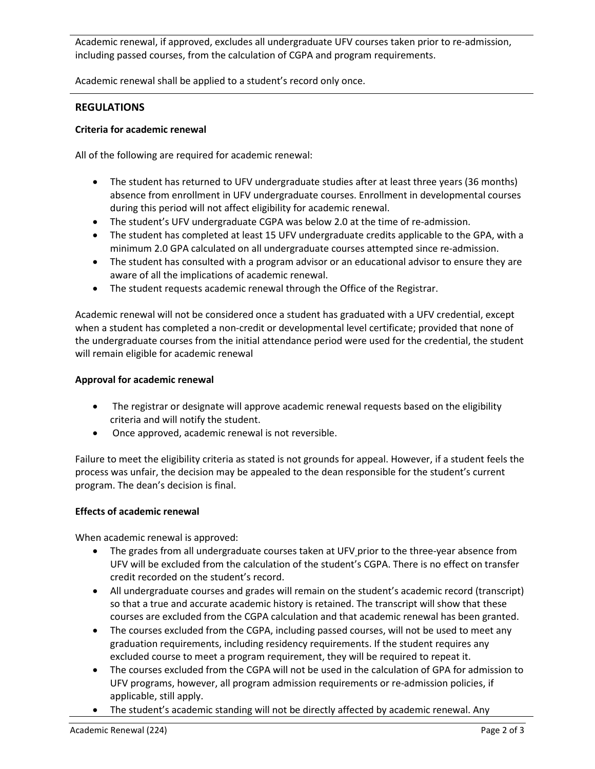Academic renewal, if approved, excludes all undergraduate UFV courses taken prior to re-admission, including passed courses, from the calculation of CGPA and program requirements.

Academic renewal shall be applied to a student's record only once.

## REGULATIONS

### Criteria for academic renewal

All of the following are required for academic renewal:

- The student has returned to UFV undergraduate studies after at least three years (36 months) absence from enrollment in UFV undergraduate courses. Enrollment in developmental courses during this period will not affect eligibility for academic renewal.
- The student's UFV undergraduate CGPA was below 2.0 at the time of re-admission.
- The student has completed at least 15 UFV undergraduate credits applicable to the GPA, with a minimum 2.0 GPA calculated on all undergraduate courses attempted since re-admission.
- The student has consulted with a program advisor or an educational advisor to ensure they are aware of all the implications of academic renewal.
- The student requests academic renewal through the Office of the Registrar.

Academic renewal will not be considered once a student has graduated with a UFV credential, except when a student has completed a non-credit or developmental level certificate; provided that none of the undergraduate courses from the initial attendance period were used for the credential, the student will remain eligible for academic renewal

### Approval for academic renewal

- The registrar or designate will approve academic renewal requests based on the eligibility criteria and will notify the student.
- Once approved, academic renewal is not reversible.

Failure to meet the eligibility criteria as stated is not grounds for appeal. However, if a student feels the process was unfair, the decision may be appealed to the dean responsible for the student's current program. The dean's decision is final.

### Effects of academic renewal

When academic renewal is approved:

- The grades from all undergraduate courses taken at UFV prior to the three-year absence from UFV will be excluded from the calculation of the student's CGPA. There is no effect on transfer credit recorded on the student's record.
- All undergraduate courses and grades will remain on the student's academic record (transcript) so that a true and accurate academic history is retained. The transcript will show that these courses are excluded from the CGPA calculation and that academic renewal has been granted.
- The courses excluded from the CGPA, including passed courses, will not be used to meet any graduation requirements, including residency requirements. If the student requires any excluded course to meet a program requirement, they will be required to repeat it.
- The courses excluded from the CGPA will not be used in the calculation of GPA for admission to UFV programs, however, all program admission requirements or re-admission policies, if applicable, still apply.
- The student's academic standing will not be directly affected by academic renewal. Any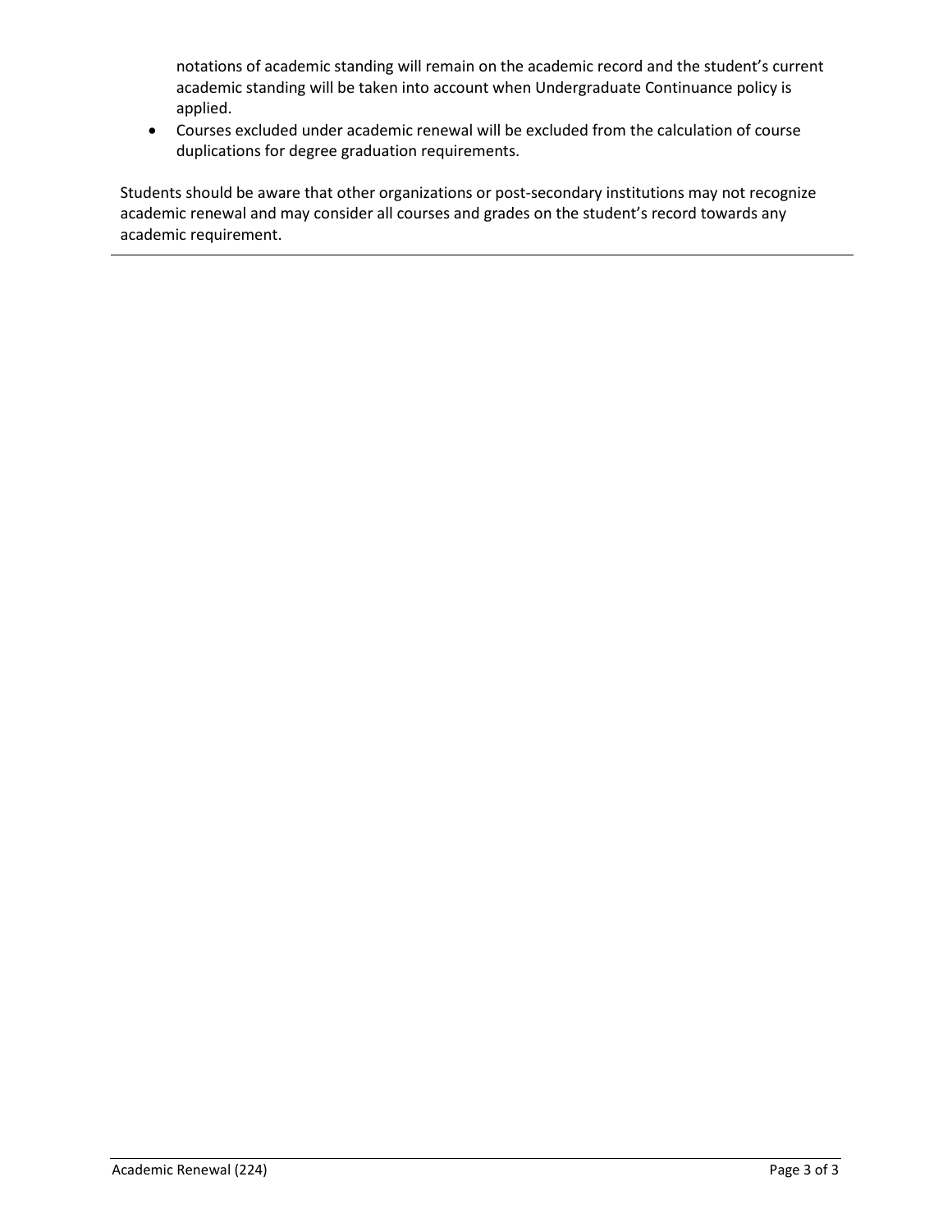notations of academic standing will remain on the academic record and the student's current academic standing will be taken into account when Undergraduate Continuance policy is applied.

- Courses excluded under academic renewal will be excluded from the calculation of course duplications for degree graduation requirements.

Students should be aware that other organizations or post-secondary institutions may not recognize academic renewal and may consider all courses and grades on the student's record towards any academic requirement.